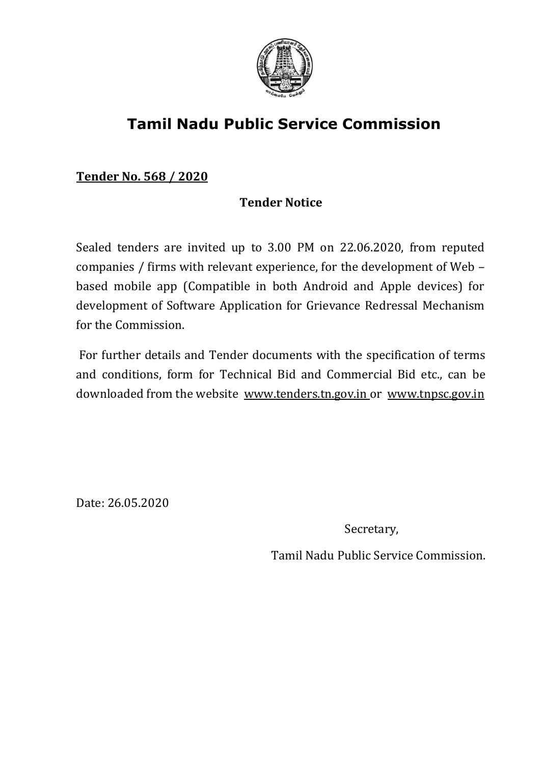# Tamil Nadu Public Service Commission

**<u>Tender No. 568 / 2020</u>**

**Tender Notice**

Sealed tenders are invited up to 3.00 PM on 22.06.2020, from reputed companies / firms with relevant experience, for the development of Web – based mobile app (Compatible in both Android and Apple devices) for development of Software Application for Grievance Redressal Mechanism for the Commission.

For further details and Tender documents with the specification of terms and conditions, form for Technical Bid and Commercial Bid etc., can be downloaded from the website www.tenders.tn.gov.in or www.tnpsc.gov.in

Date: 26.05.2020

Secretary,

Tamil Nadu Public Service Commission.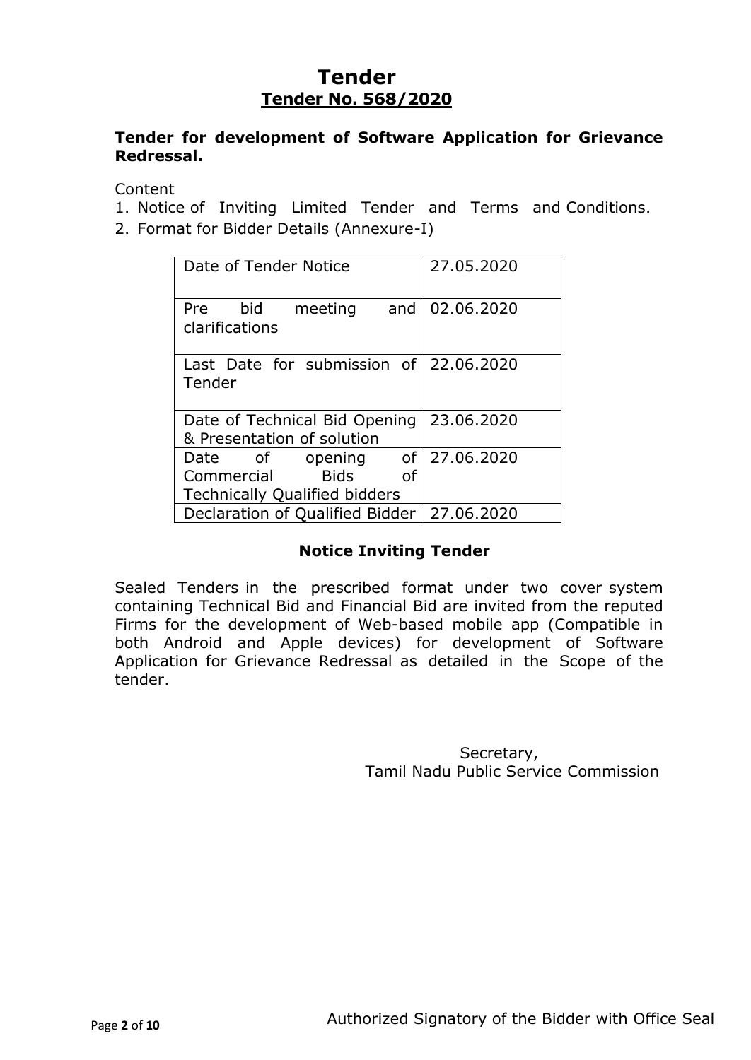# Tender

## Tender No. 568/2020

**Tender for development of Software Application for Grievance Redressal.**

Content

1. Notice of Inviting Limited Tender and Terms and Conditions.
2. Format for Bidder Details (Annexure-I)

| | |
|---|---|
| Date of Tender Notice | 27.05.2020 |
| Pre bid meeting and clarifications | 02.06.2020 |
| Last Date for submission of Tender | 22.06.2020 |
| Date of Technical Bid Opening & Presentation of solution | 23.06.2020 |
| Date of opening of Commercial Bids of Technically Qualified bidders | 27.06.2020 |
| Declaration of Qualified Bidder | 27.06.2020 |

### Notice Inviting Tender

Sealed Tenders in the prescribed format under two cover system containing Technical Bid and Financial Bid are invited from the reputed Firms for the development of Web-based mobile app (Compatible in both Android and Apple devices) for development of Software Application for Grievance Redressal as detailed in the Scope of the tender.

Secretary,
Tamil Nadu Public Service Commission

Authorized Signatory of the Bidder with Office Seal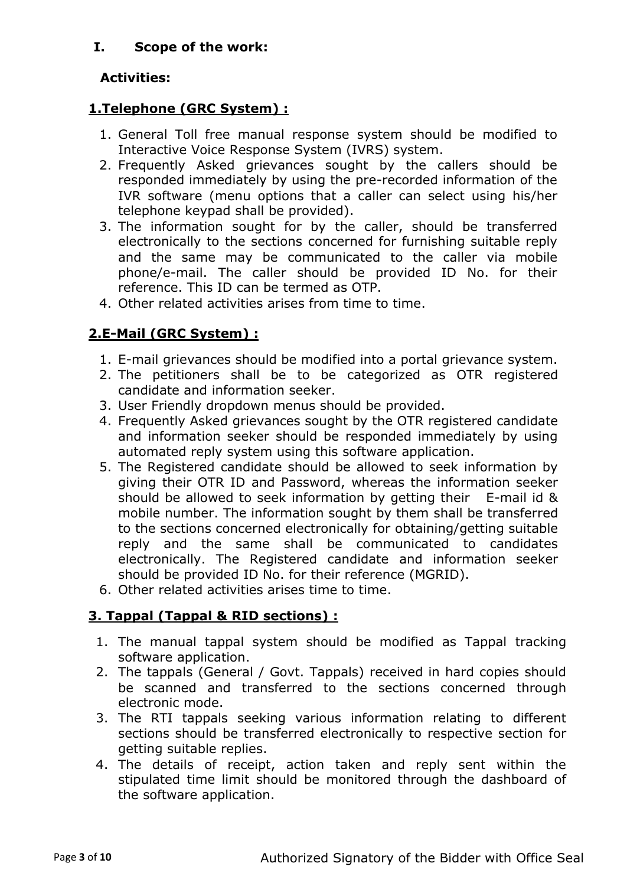## I. Scope of the work:

**Activities:**

### 1.Telephone (GRC System) :

1. General Toll free manual response system should be modified to Interactive Voice Response System (IVRS) system.
2. Frequently Asked grievances sought by the callers should be responded immediately by using the pre-recorded information of the IVR software (menu options that a caller can select using his/her telephone keypad shall be provided).
3. The information sought for by the caller, should be transferred electronically to the sections concerned for furnishing suitable reply and the same may be communicated to the caller via mobile phone/e-mail. The caller should be provided ID No. for their reference. This ID can be termed as OTP.
4. Other related activities arises from time to time.

### 2.E-Mail (GRC System) :

1. E-mail grievances should be modified into a portal grievance system.
2. The petitioners shall be to be categorized as OTR registered candidate and information seeker.
3. User Friendly dropdown menus should be provided.
4. Frequently Asked grievances sought by the OTR registered candidate and information seeker should be responded immediately by using automated reply system using this software application.
5. The Registered candidate should be allowed to seek information by giving their OTR ID and Password, whereas the information seeker should be allowed to seek information by getting their E-mail id & mobile number. The information sought by them shall be transferred to the sections concerned electronically for obtaining/getting suitable reply and the same shall be communicated to candidates electronically. The Registered candidate and information seeker should be provided ID No. for their reference (MGRID).
6. Other related activities arises time to time.

### 3. Tappal (Tappal & RID sections) :

1. The manual tappal system should be modified as Tappal tracking software application.
2. The tappals (General / Govt. Tappals) received in hard copies should be scanned and transferred to the sections concerned through electronic mode.
3. The RTI tappals seeking various information relating to different sections should be transferred electronically to respective section for getting suitable replies.
4. The details of receipt, action taken and reply sent within the stipulated time limit should be monitored through the dashboard of the software application.

Authorized Signatory of the Bidder with Office Seal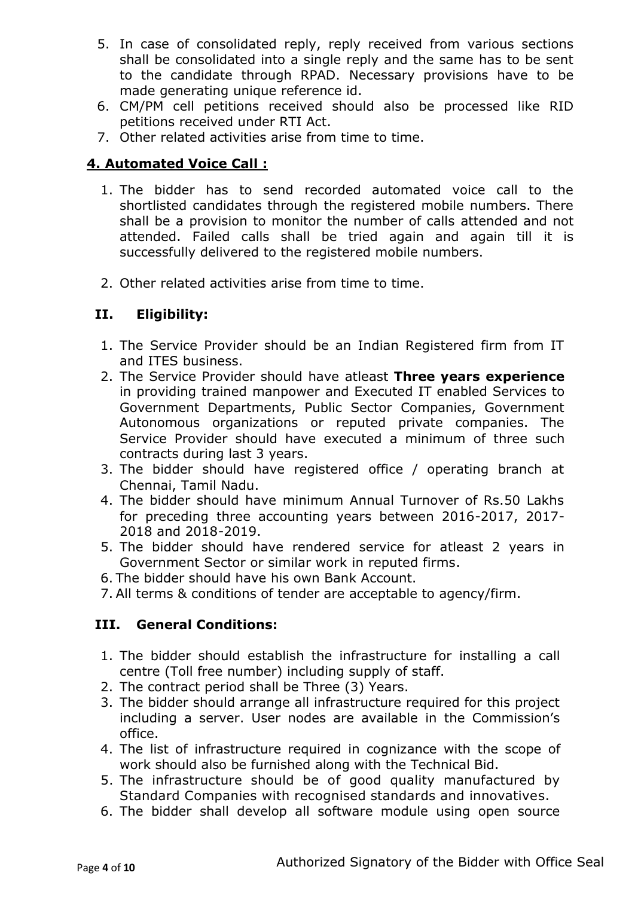5. In case of consolidated reply, reply received from various sections shall be consolidated into a single reply and the same has to be sent to the candidate through RPAD. Necessary provisions have to be made generating unique reference id.
6. CM/PM cell petitions received should also be processed like RID petitions received under RTI Act.
7. Other related activities arise from time to time.

### 4. Automated Voice Call :

1. The bidder has to send recorded automated voice call to the shortlisted candidates through the registered mobile numbers. There shall be a provision to monitor the number of calls attended and not attended. Failed calls shall be tried again and again till it is successfully delivered to the registered mobile numbers.

2. Other related activities arise from time to time.

## II. Eligibility:

1. The Service Provider should be an Indian Registered firm from IT and ITES business.
2. The Service Provider should have atleast **Three years experience** in providing trained manpower and Executed IT enabled Services to Government Departments, Public Sector Companies, Government Autonomous organizations or reputed private companies. The Service Provider should have executed a minimum of three such contracts during last 3 years.
3. The bidder should have registered office / operating branch at Chennai, Tamil Nadu.
4. The bidder should have minimum Annual Turnover of Rs.50 Lakhs for preceding three accounting years between 2016-2017, 2017-2018 and 2018-2019.
5. The bidder should have rendered service for atleast 2 years in Government Sector or similar work in reputed firms.
6. The bidder should have his own Bank Account.
7. All terms & conditions of tender are acceptable to agency/firm.

## III. General Conditions:

1. The bidder should establish the infrastructure for installing a call centre (Toll free number) including supply of staff.
2. The contract period shall be Three (3) Years.
3. The bidder should arrange all infrastructure required for this project including a server. User nodes are available in the Commission's office.
4. The list of infrastructure required in cognizance with the scope of work should also be furnished along with the Technical Bid.
5. The infrastructure should be of good quality manufactured by Standard Companies with recognised standards and innovatives.
6. The bidder shall develop all software module using open source

Authorized Signatory of the Bidder with Office Seal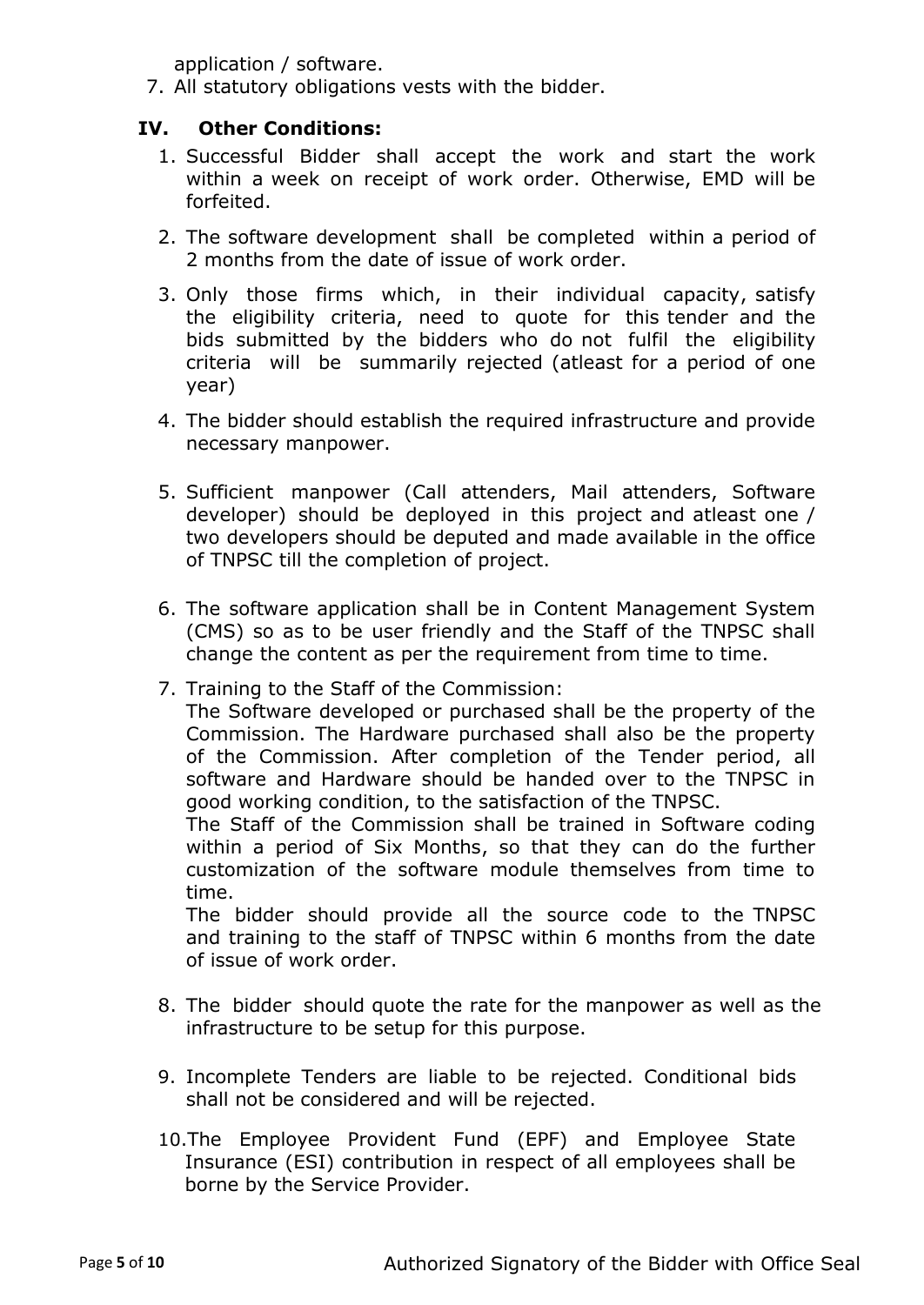application / software.

7. All statutory obligations vests with the bidder.

## IV. Other Conditions:

1. Successful Bidder shall accept the work and start the work within a week on receipt of work order. Otherwise, EMD will be forfeited.

2. The software development shall be completed within a period of 2 months from the date of issue of work order.

3. Only those firms which, in their individual capacity, satisfy the eligibility criteria, need to quote for this tender and the bids submitted by the bidders who do not fulfil the eligibility criteria will be summarily rejected (atleast for a period of one year)

4. The bidder should establish the required infrastructure and provide necessary manpower.

5. Sufficient manpower (Call attenders, Mail attenders, Software developer) should be deployed in this project and atleast one / two developers should be deputed and made available in the office of TNPSC till the completion of project.

6. The software application shall be in Content Management System (CMS) so as to be user friendly and the Staff of the TNPSC shall change the content as per the requirement from time to time.

7. Training to the Staff of the Commission:
   The Software developed or purchased shall be the property of the Commission. The Hardware purchased shall also be the property of the Commission. After completion of the Tender period, all software and Hardware should be handed over to the TNPSC in good working condition, to the satisfaction of the TNPSC.
   The Staff of the Commission shall be trained in Software coding within a period of Six Months, so that they can do the further customization of the software module themselves from time to time.
   The bidder should provide all the source code to the TNPSC and training to the staff of TNPSC within 6 months from the date of issue of work order.

8. The bidder should quote the rate for the manpower as well as the infrastructure to be setup for this purpose.

9. Incomplete Tenders are liable to be rejected. Conditional bids shall not be considered and will be rejected.

10. The Employee Provident Fund (EPF) and Employee State Insurance (ESI) contribution in respect of all employees shall be borne by the Service Provider.

Authorized Signatory of the Bidder with Office Seal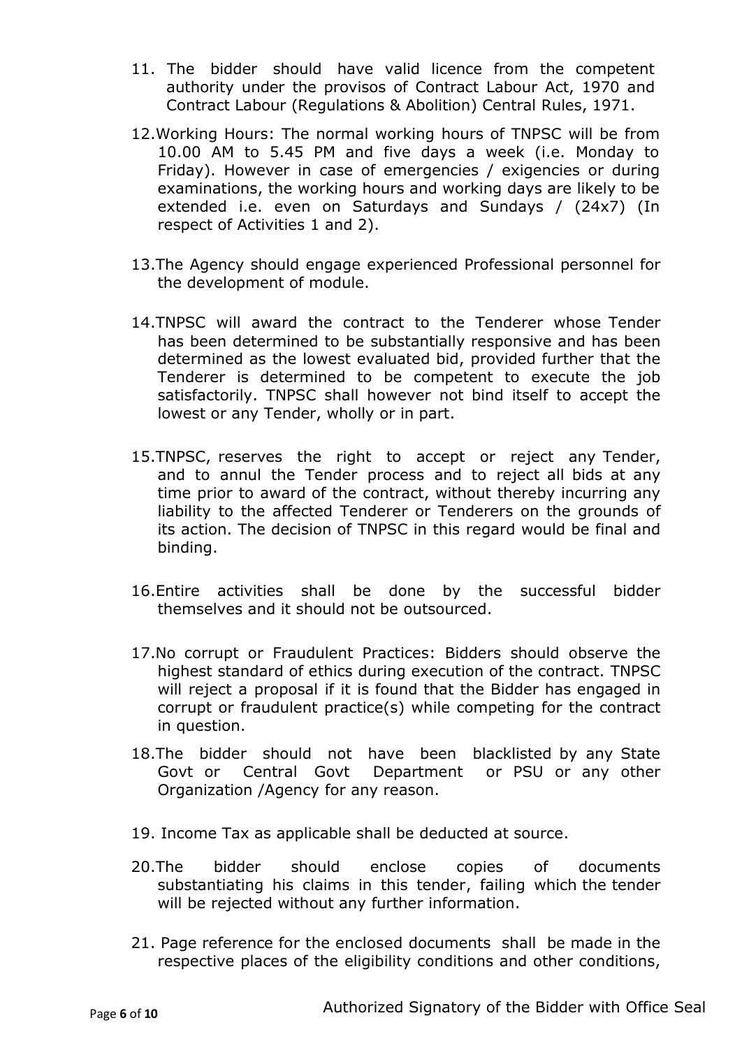11. The bidder should have valid licence from the competent authority under the provisos of Contract Labour Act, 1970 and Contract Labour (Regulations & Abolition) Central Rules, 1971.

12. Working Hours: The normal working hours of TNPSC will be from 10.00 AM to 5.45 PM and five days a week (i.e. Monday to Friday). However in case of emergencies / exigencies or during examinations, the working hours and working days are likely to be extended i.e. even on Saturdays and Sundays / (24x7) (In respect of Activities 1 and 2).

13. The Agency should engage experienced Professional personnel for the development of module.

14. TNPSC will award the contract to the Tenderer whose Tender has been determined to be substantially responsive and has been determined as the lowest evaluated bid, provided further that the Tenderer is determined to be competent to execute the job satisfactorily. TNPSC shall however not bind itself to accept the lowest or any Tender, wholly or in part.

15. TNPSC, reserves the right to accept or reject any Tender, and to annul the Tender process and to reject all bids at any time prior to award of the contract, without thereby incurring any liability to the affected Tenderer or Tenderers on the grounds of its action. The decision of TNPSC in this regard would be final and binding.

16. Entire activities shall be done by the successful bidder themselves and it should not be outsourced.

17. No corrupt or Fraudulent Practices: Bidders should observe the highest standard of ethics during execution of the contract. TNPSC will reject a proposal if it is found that the Bidder has engaged in corrupt or fraudulent practice(s) while competing for the contract in question.

18. The bidder should not have been blacklisted by any State Govt or Central Govt Department or PSU or any other Organization /Agency for any reason.

19. Income Tax as applicable shall be deducted at source.

20. The bidder should enclose copies of documents substantiating his claims in this tender, failing which the tender will be rejected without any further information.

21. Page reference for the enclosed documents shall be made in the respective places of the eligibility conditions and other conditions,

Authorized Signatory of the Bidder with Office Seal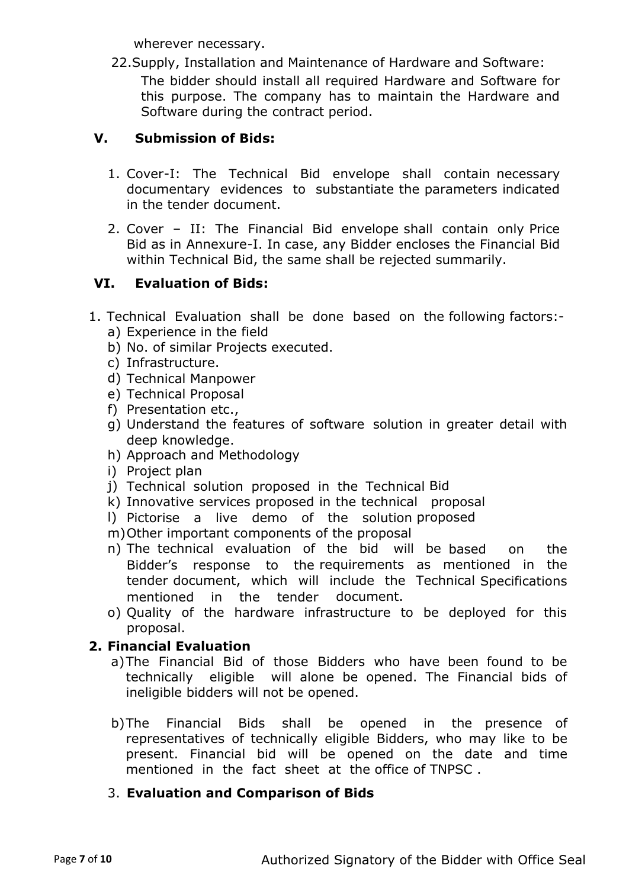wherever necessary.

22. Supply, Installation and Maintenance of Hardware and Software:

    The bidder should install all required Hardware and Software for this purpose. The company has to maintain the Hardware and Software during the contract period.

## V. Submission of Bids:

1. Cover-I: The Technical Bid envelope shall contain necessary documentary evidences to substantiate the parameters indicated in the tender document.
2. Cover – II: The Financial Bid envelope shall contain only Price Bid as in Annexure-I. In case, any Bidder encloses the Financial Bid within Technical Bid, the same shall be rejected summarily.

## VI. Evaluation of Bids:

1. Technical Evaluation shall be done based on the following factors:-
   a) Experience in the field
   b) No. of similar Projects executed.
   c) Infrastructure.
   d) Technical Manpower
   e) Technical Proposal
   f) Presentation etc.,
   g) Understand the features of software solution in greater detail with deep knowledge.
   h) Approach and Methodology
   i) Project plan
   j) Technical solution proposed in the Technical Bid
   k) Innovative services proposed in the technical proposal
   l) Pictorise a live demo of the solution proposed
   m) Other important components of the proposal
   n) The technical evaluation of the bid will be based on the Bidder's response to the requirements as mentioned in the tender document, which will include the Technical Specifications mentioned in the tender document.
   o) Quality of the hardware infrastructure to be deployed for this proposal.

2. **Financial Evaluation**
   a) The Financial Bid of those Bidders who have been found to be technically eligible will alone be opened. The Financial bids of ineligible bidders will not be opened.
   b) The Financial Bids shall be opened in the presence of representatives of technically eligible Bidders, who may like to be present. Financial bid will be opened on the date and time mentioned in the fact sheet at the office of TNPSC .

3. **Evaluation and Comparison of Bids**

Authorized Signatory of the Bidder with Office Seal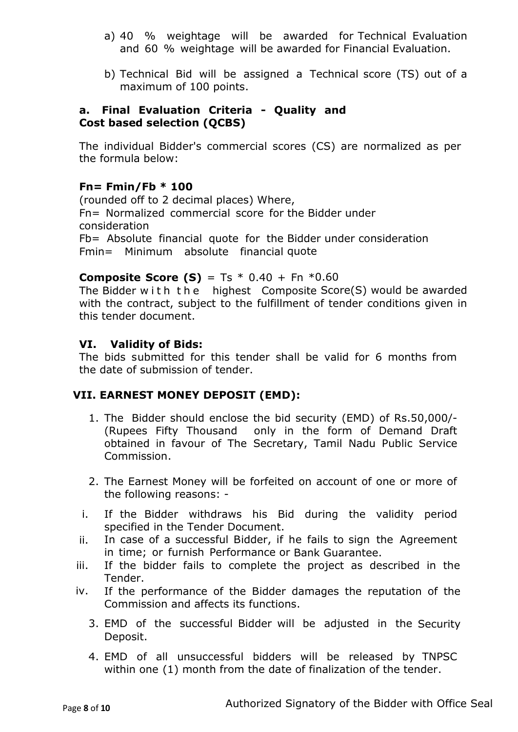a) 40 % weightage will be awarded for Technical Evaluation and 60 % weightage will be awarded for Financial Evaluation.

b) Technical Bid will be assigned a Technical score (TS) out of a maximum of 100 points.

### a. Final Evaluation Criteria - Quality and Cost based selection (QCBS)

The individual Bidder's commercial scores (CS) are normalized as per the formula below:

**Fn= Fmin/Fb * 100**

(rounded off to 2 decimal places) Where,
Fn= Normalized commercial score for the Bidder under consideration
Fb= Absolute financial quote for the Bidder under consideration
Fmin= Minimum absolute financial quote

**Composite Score (S)** = Ts * 0.40 + Fn *0.60
The Bidder with the highest Composite Score(S) would be awarded with the contract, subject to the fulfillment of tender conditions given in this tender document.

### VI. Validity of Bids:

The bids submitted for this tender shall be valid for 6 months from the date of submission of tender.

### VII. EARNEST MONEY DEPOSIT (EMD):

1. The Bidder should enclose the bid security (EMD) of Rs.50,000/- (Rupees Fifty Thousand only in the form of Demand Draft obtained in favour of The Secretary, Tamil Nadu Public Service Commission.

2. The Earnest Money will be forfeited on account of one or more of the following reasons: -

   i. If the Bidder withdraws his Bid during the validity period specified in the Tender Document.
   ii. In case of a successful Bidder, if he fails to sign the Agreement in time; or furnish Performance or Bank Guarantee.
   iii. If the bidder fails to complete the project as described in the Tender.
   iv. If the performance of the Bidder damages the reputation of the Commission and affects its functions.

3. EMD of the successful Bidder will be adjusted in the Security Deposit.

4. EMD of all unsuccessful bidders will be released by TNPSC within one (1) month from the date of finalization of the tender.

Authorized Signatory of the Bidder with Office Seal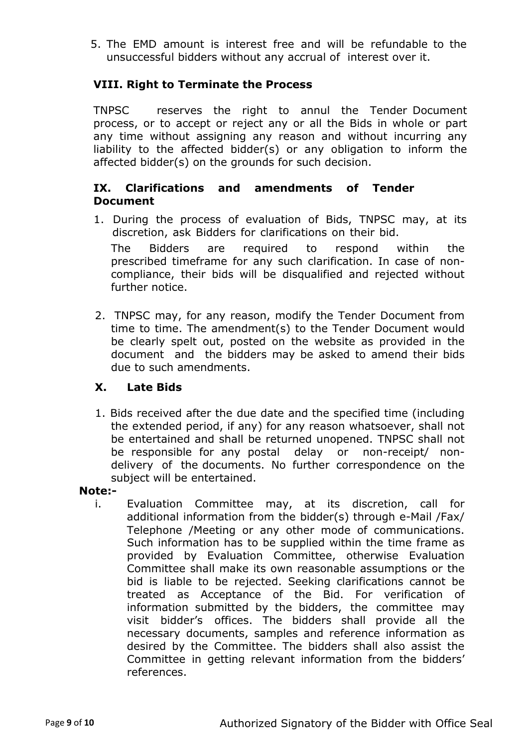5. The EMD amount is interest free and will be refundable to the unsuccessful bidders without any accrual of interest over it.

## VIII. Right to Terminate the Process

TNPSC reserves the right to annul the Tender Document process, or to accept or reject any or all the Bids in whole or part any time without assigning any reason and without incurring any liability to the affected bidder(s) or any obligation to inform the affected bidder(s) on the grounds for such decision.

## IX. Clarifications and amendments of Tender Document

1. During the process of evaluation of Bids, TNPSC may, at its discretion, ask Bidders for clarifications on their bid.

   The Bidders are required to respond within the prescribed timeframe for any such clarification. In case of non-compliance, their bids will be disqualified and rejected without further notice.

2. TNPSC may, for any reason, modify the Tender Document from time to time. The amendment(s) to the Tender Document would be clearly spelt out, posted on the website as provided in the document and the bidders may be asked to amend their bids due to such amendments.

## X. Late Bids

1. Bids received after the due date and the specified time (including the extended period, if any) for any reason whatsoever, shall not be entertained and shall be returned unopened. TNPSC shall not be responsible for any postal delay or non-receipt/ non-delivery of the documents. No further correspondence on the subject will be entertained.

**Note:-**

i. Evaluation Committee may, at its discretion, call for additional information from the bidder(s) through e-Mail /Fax/ Telephone /Meeting or any other mode of communications. Such information has to be supplied within the time frame as provided by Evaluation Committee, otherwise Evaluation Committee shall make its own reasonable assumptions or the bid is liable to be rejected. Seeking clarifications cannot be treated as Acceptance of the Bid. For verification of information submitted by the bidders, the committee may visit bidder's offices. The bidders shall provide all the necessary documents, samples and reference information as desired by the Committee. The bidders shall also assist the Committee in getting relevant information from the bidders' references.

Authorized Signatory of the Bidder with Office Seal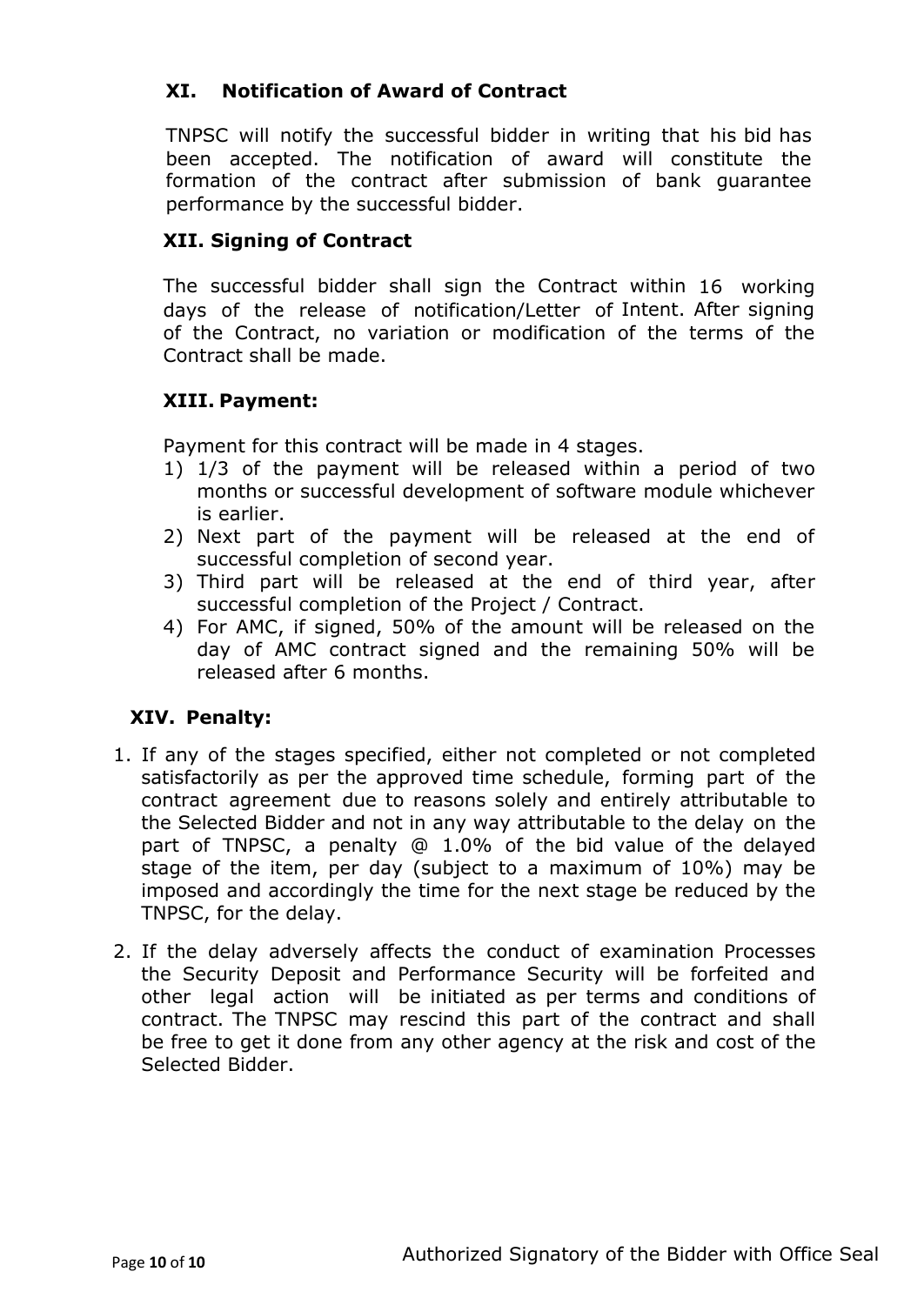## XI. Notification of Award of Contract

TNPSC will notify the successful bidder in writing that his bid has been accepted. The notification of award will constitute the formation of the contract after submission of bank guarantee performance by the successful bidder.

## XII. Signing of Contract

The successful bidder shall sign the Contract within 16 working days of the release of notification/Letter of Intent. After signing of the Contract, no variation or modification of the terms of the Contract shall be made.

## XIII. Payment:

Payment for this contract will be made in 4 stages.

1) 1/3 of the payment will be released within a period of two months or successful development of software module whichever is earlier.
2) Next part of the payment will be released at the end of successful completion of second year.
3) Third part will be released at the end of third year, after successful completion of the Project / Contract.
4) For AMC, if signed, 50% of the amount will be released on the day of AMC contract signed and the remaining 50% will be released after 6 months.

## XIV. Penalty:

1. If any of the stages specified, either not completed or not completed satisfactorily as per the approved time schedule, forming part of the contract agreement due to reasons solely and entirely attributable to the Selected Bidder and not in any way attributable to the delay on the part of TNPSC, a penalty @ 1.0% of the bid value of the delayed stage of the item, per day (subject to a maximum of 10%) may be imposed and accordingly the time for the next stage be reduced by the TNPSC, for the delay.

2. If the delay adversely affects the conduct of examination Processes the Security Deposit and Performance Security will be forfeited and other legal action will be initiated as per terms and conditions of contract. The TNPSC may rescind this part of the contract and shall be free to get it done from any other agency at the risk and cost of the Selected Bidder.

Authorized Signatory of the Bidder with Office Seal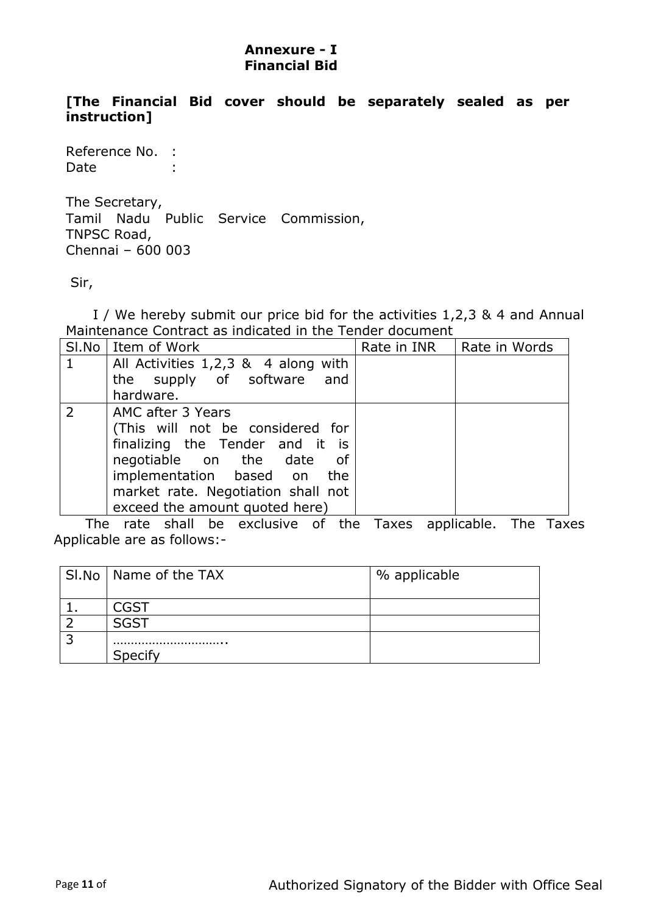# Annexure - I
# Financial Bid

**[The Financial Bid cover should be separately sealed as per instruction]**

Reference No. :
Date :

The Secretary,
Tamil Nadu Public Service Commission,
TNPSC Road,
Chennai – 600 003

Sir,

I / We hereby submit our price bid for the activities 1,2,3 & 4 and Annual Maintenance Contract as indicated in the Tender document

| Sl.No | Item of Work | Rate in INR | Rate in Words |
|---|---|---|---|
| 1 | All Activities 1,2,3 & 4 along with the supply of software and hardware. | | |
| 2 | AMC after 3 Years (This will not be considered for finalizing the Tender and it is negotiable on the date of implementation based on the market rate. Negotiation shall not exceed the amount quoted here) | | |

The rate shall be exclusive of the Taxes applicable. The Taxes Applicable are as follows:-

| Sl.No | Name of the TAX | % applicable |
|---|---|---|
| 1. | CGST | |
| 2 | SGST | |
| 3 | ………………………..<br>Specify | |

Authorized Signatory of the Bidder with Office Seal